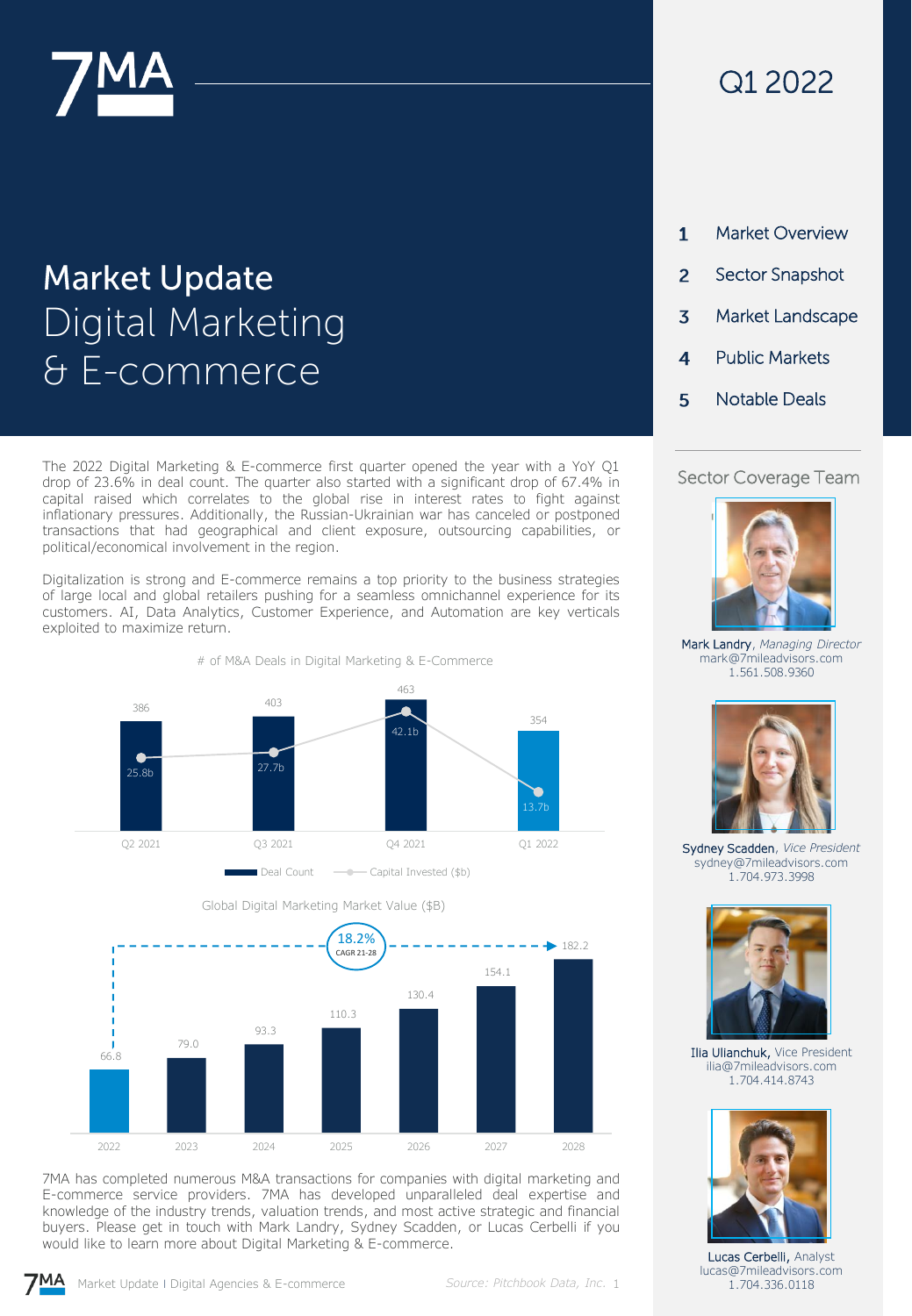# Market Update
## Digital Marketing & E-commerce

Q1 2022

1. Market Overview
2. Sector Snapshot
3. Market Landscape
4. Public Markets
5. Notable Deals

The 2022 Digital Marketing & E-commerce first quarter opened the year with a YoY Q1 drop of 23.6% in deal count. The quarter also started with a significant drop of 67.4% in capital raised which correlates to the global rise in interest rates to fight against inflationary pressures. Additionally, the Russian-Ukrainian war has canceled or postponed transactions that had geographical and client exposure, outsourcing capabilities, or political/economical involvement in the region.

Digitalization is strong and E-commerce remains a top priority to the business strategies of large local and global retailers pushing for a seamless omnichannel experience for its customers. AI, Data Analytics, Customer Experience, and Automation are key verticals exploited to maximize return.

**# of M&A Deals in Digital Marketing & E-Commerce**

| | Q2 2021 | Q3 2021 | Q4 2021 | Q1 2022 |
|---|---|---|---|---|
| Deal Count | 386 | 403 | 463 | 354 |
| Capital Invested ($b) | 25.8b | 27.7b | 42.1b | 13.7b |

**Global Digital Marketing Market Value ($B)**

| 2022 | 2023 | 2024 | 2025 | 2026 | 2027 | 2028 |
|---|---|---|---|---|---|---|
| 66.8 | 79.0 | 93.3 | 110.3 | 130.4 | 154.1 | 182.2 |

18.2% CAGR 21-28

7MA has completed numerous M&A transactions for companies with digital marketing and E-commerce service providers. 7MA has developed unparalleled deal expertise and knowledge of the industry trends, valuation trends, and most active strategic and financial buyers. Please get in touch with Mark Landry, Sydney Scadden, or Lucas Cerbelli if you would like to learn more about Digital Marketing & E-commerce.

### Sector Coverage Team

**Mark Landry**, *Managing Director*
mark@7mileadvisors.com
1.561.508.9360

**Sydney Scadden**, *Vice President*
sydney@7mileadvisors.com
1.704.973.3998

**Ilia Ulianchuk,** Vice President
ilia@7mileadvisors.com
1.704.414.8743

**Lucas Cerbelli,** Analyst
lucas@7mileadvisors.com
1.704.336.0118

*Source: Pitchbook Data, Inc.*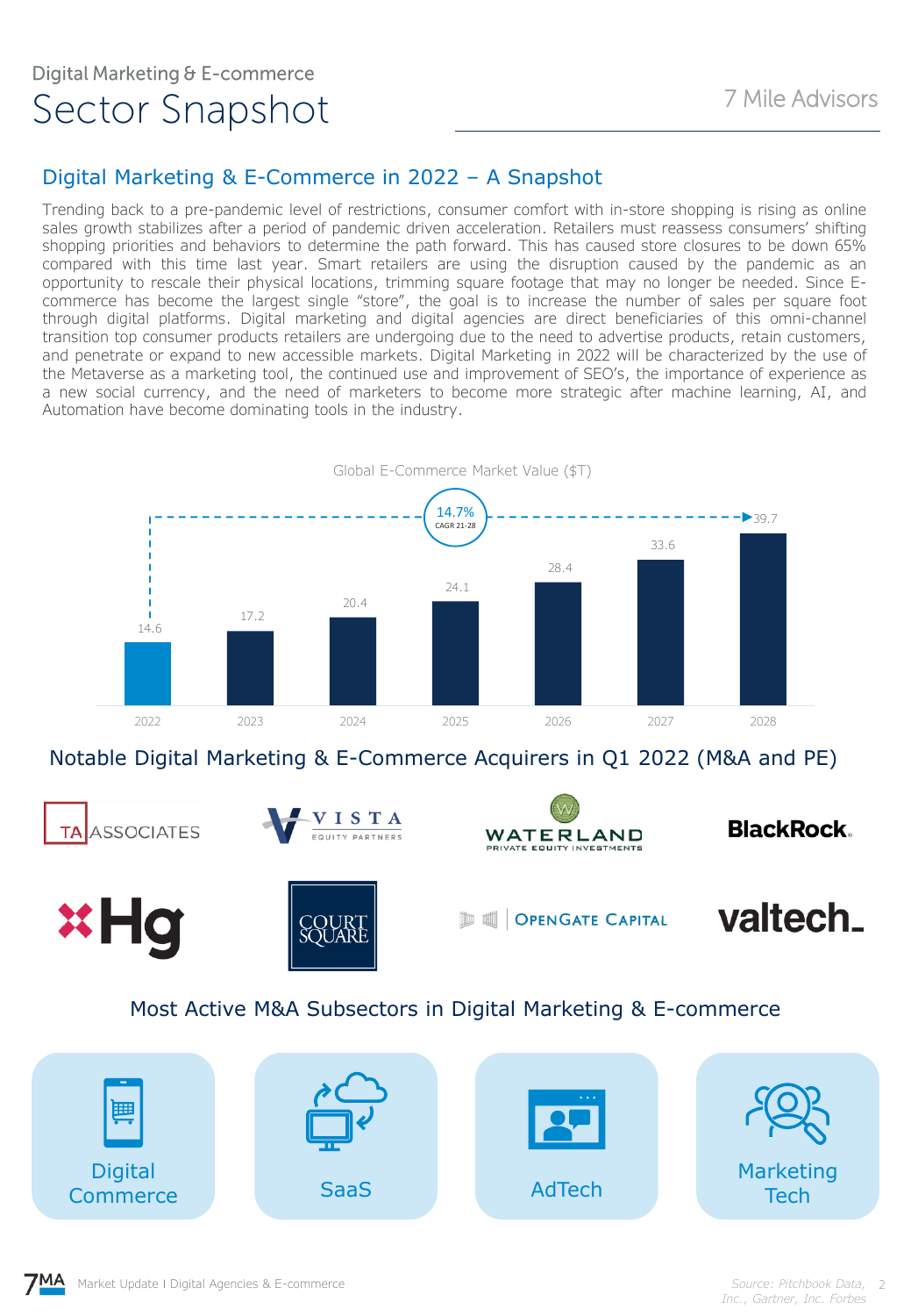Digital Marketing & E-commerce

# Sector Snapshot

7 Mile Advisors

## Digital Marketing & E-Commerce in 2022 – A Snapshot

Trending back to a pre-pandemic level of restrictions, consumer comfort with in-store shopping is rising as online sales growth stabilizes after a period of pandemic driven acceleration. Retailers must reassess consumers' shifting shopping priorities and behaviors to determine the path forward. This has caused store closures to be down 65% compared with this time last year. Smart retailers are using the disruption caused by the pandemic as an opportunity to rescale their physical locations, trimming square footage that may no longer be needed. Since E-commerce has become the largest single "store", the goal is to increase the number of sales per square foot through digital platforms. Digital marketing and digital agencies are direct beneficiaries of this omni-channel transition top consumer products retailers are undergoing due to the need to advertise products, retain customers, and penetrate or expand to new accessible markets. Digital Marketing in 2022 will be characterized by the use of the Metaverse as a marketing tool, the continued use and improvement of SEO's, the importance of experience as a new social currency, and the need of marketers to become more strategic after machine learning, AI, and Automation have become dominating tools in the industry.

Global E-Commerce Market Value ($T)

| Year | 2022 | 2023 | 2024 | 2025 | 2026 | 2027 | 2028 |
|---|---|---|---|---|---|---|---|
| Value ($T) | 14.6 | 17.2 | 20.4 | 24.1 | 28.4 | 33.6 | 39.7 |

14.7% CAGR 21-28

## Notable Digital Marketing & E-Commerce Acquirers in Q1 2022 (M&A and PE)

TA Associates, Vista Equity Partners, Waterland Private Equity Investments, BlackRock, Hg, Court Square, OpenGate Capital, valtech_

## Most Active M&A Subsectors in Digital Marketing & E-commerce

- Digital Commerce
- SaaS
- AdTech
- Marketing Tech

Market Update I Digital Agencies & E-commerce

*Source: Pitchbook Data, Inc., Gartner, Inc. Forbes*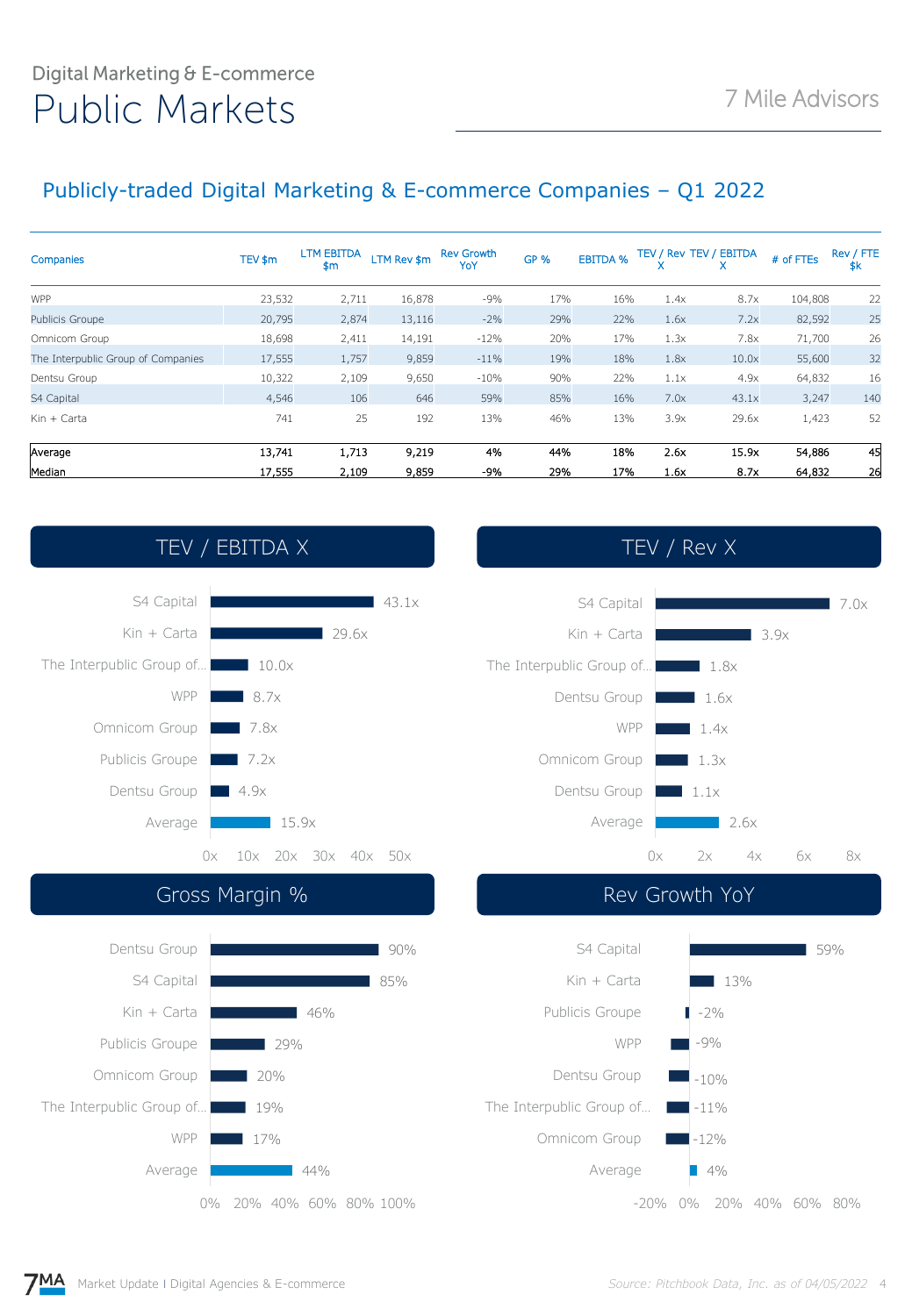Digital Marketing & E-commerce

# Public Markets

7 Mile Advisors

## Publicly-traded Digital Marketing & E-commerce Companies – Q1 2022

| Companies | TEV $m | LTM EBITDA $m | LTM Rev $m | Rev Growth YoY | GP % | EBITDA % | TEV / Rev X | TEV / EBITDA X | # of FTEs | Rev / FTE $k |
|---|---|---|---|---|---|---|---|---|---|---|
| WPP | 23,532 | 2,711 | 16,878 | -9% | 17% | 16% | 1.4x | 8.7x | 104,808 | 22 |
| Publicis Groupe | 20,795 | 2,874 | 13,116 | -2% | 29% | 22% | 1.6x | 7.2x | 82,592 | 25 |
| Omnicom Group | 18,698 | 2,411 | 14,191 | -12% | 20% | 17% | 1.3x | 7.8x | 71,700 | 26 |
| The Interpublic Group of Companies | 17,555 | 1,757 | 9,859 | -11% | 19% | 18% | 1.8x | 10.0x | 55,600 | 32 |
| Dentsu Group | 10,322 | 2,109 | 9,650 | -10% | 90% | 22% | 1.1x | 4.9x | 64,832 | 16 |
| S4 Capital | 4,546 | 106 | 646 | 59% | 85% | 16% | 7.0x | 43.1x | 3,247 | 140 |
| Kin + Carta | 741 | 25 | 192 | 13% | 46% | 13% | 3.9x | 29.6x | 1,423 | 52 |
| **Average** | **13,741** | **1,713** | **9,219** | **4%** | **44%** | **18%** | **2.6x** | **15.9x** | **54,886** | **45** |
| **Median** | **17,555** | **2,109** | **9,859** | **-9%** | **29%** | **17%** | **1.6x** | **8.7x** | **64,832** | **26** |

### TEV / EBITDA X

| Company | TEV / EBITDA X |
|---|---|
| S4 Capital | 43.1x |
| Kin + Carta | 29.6x |
| The Interpublic Group of... | 10.0x |
| WPP | 8.7x |
| Omnicom Group | 7.8x |
| Publicis Groupe | 7.2x |
| Dentsu Group | 4.9x |
| Average | 15.9x |

### TEV / Rev X

| Company | TEV / Rev X |
|---|---|
| S4 Capital | 7.0x |
| Kin + Carta | 3.9x |
| The Interpublic Group of... | 1.8x |
| Dentsu Group | 1.6x |
| WPP | 1.4x |
| Omnicom Group | 1.3x |
| Dentsu Group | 1.1x |
| Average | 2.6x |

### Gross Margin %

| Company | Gross Margin % |
|---|---|
| Dentsu Group | 90% |
| S4 Capital | 85% |
| Kin + Carta | 46% |
| Publicis Groupe | 29% |
| Omnicom Group | 20% |
| The Interpublic Group of... | 19% |
| WPP | 17% |
| Average | 44% |

### Rev Growth YoY

| Company | Rev Growth YoY |
|---|---|
| S4 Capital | 59% |
| Kin + Carta | 13% |
| Publicis Groupe | -2% |
| WPP | -9% |
| Dentsu Group | -10% |
| The Interpublic Group of... | -11% |
| Omnicom Group | -12% |
| Average | 4% |

*Source: Pitchbook Data, Inc. as of 04/05/2022*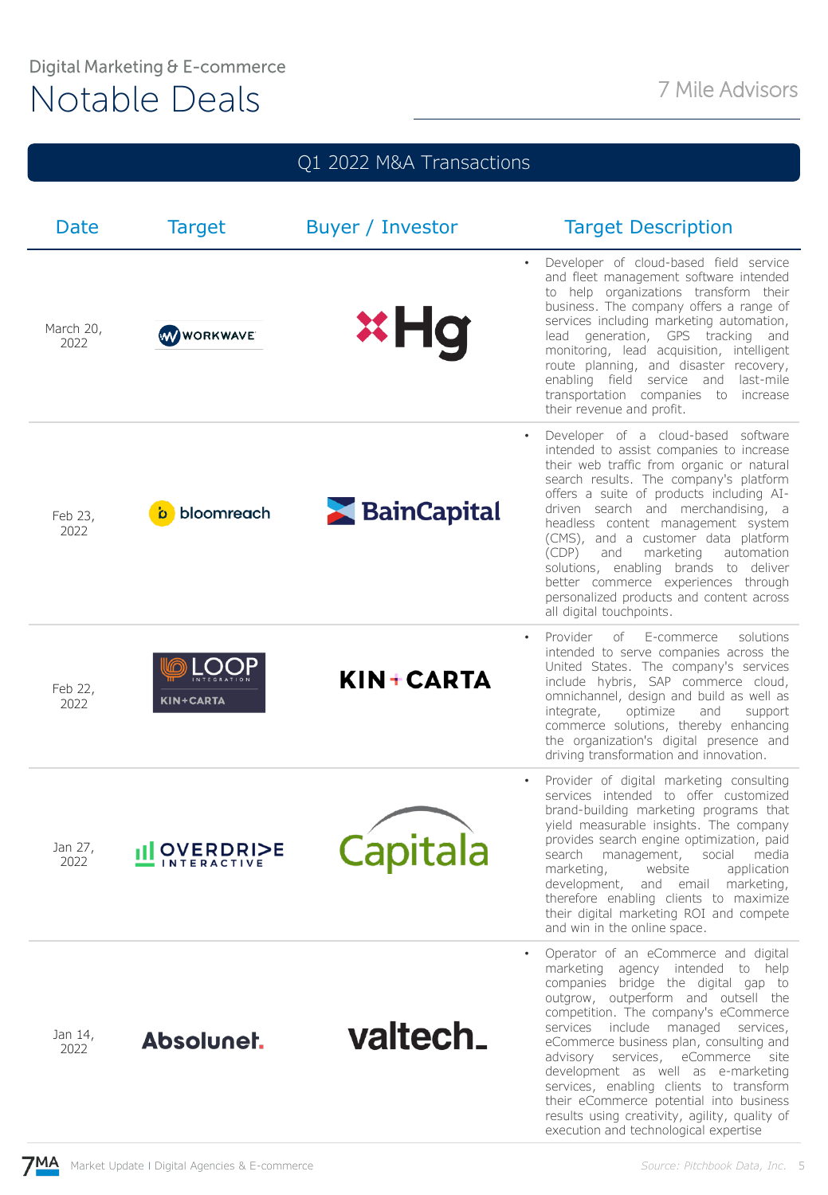Digital Marketing & E-commerce

# Notable Deals

7 Mile Advisors

## Q1 2022 M&A Transactions

| Date | Target | Buyer / Investor | Target Description |
|---|---|---|---|
| March 20, 2022 | WorkWave | Hg | • Developer of cloud-based field service and fleet management software intended to help organizations transform their business. The company offers a range of services including marketing automation, lead generation, GPS tracking and monitoring, lead acquisition, intelligent route planning, and disaster recovery, enabling field service and last-mile transportation companies to increase their revenue and profit. |
| Feb 23, 2022 | bloomreach | BainCapital | • Developer of a cloud-based software intended to assist companies to increase their web traffic from organic or natural search results. The company's platform offers a suite of products including AI-driven search and merchandising, a headless content management system (CMS), and a customer data platform (CDP) and marketing automation solutions, enabling brands to deliver better commerce experiences through personalized products and content across all digital touchpoints. |
| Feb 22, 2022 | LOOP Integration | KIN + CARTA | • Provider of E-commerce solutions intended to serve companies across the United States. The company's services include hybris, SAP commerce cloud, omnichannel, design and build as well as integrate, optimize and support commerce solutions, thereby enhancing the organization's digital presence and driving transformation and innovation. |
| Jan 27, 2022 | Overdrive Interactive | Capitala | • Provider of digital marketing consulting services intended to offer customized brand-building marketing programs that yield measurable insights. The company provides search engine optimization, paid search management, social media marketing, website application development, and email marketing, therefore enabling clients to maximize their digital marketing ROI and compete and win in the online space. |
| Jan 14, 2022 | Absolunet | valtech | • Operator of an eCommerce and digital marketing agency intended to help companies bridge the digital gap to outgrow, outperform and outsell the competition. The company's eCommerce services include managed services, eCommerce business plan, consulting and advisory services, eCommerce site development as well as e-marketing services, enabling clients to transform their eCommerce potential into business results using creativity, agility, quality of execution and technological expertise |

*Source: Pitchbook Data, Inc.*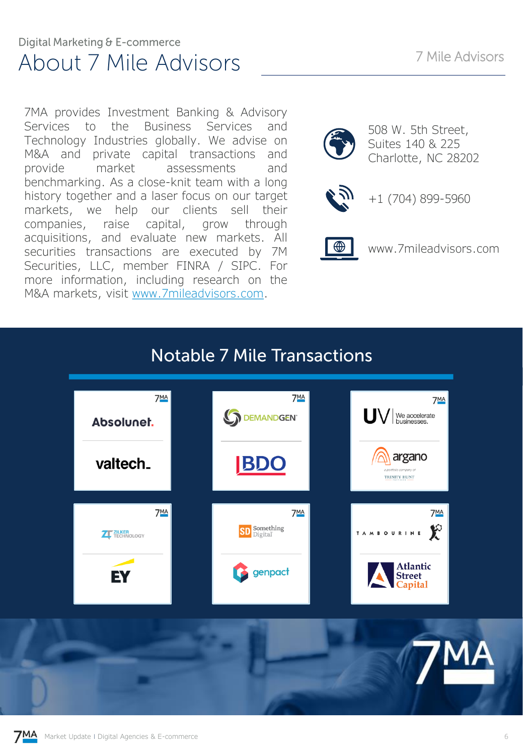Digital Marketing & E-commerce

# About 7 Mile Advisors

7MA provides Investment Banking & Advisory Services to the Business Services and Technology Industries globally. We advise on M&A and private capital transactions and provide market assessments and benchmarking. As a close-knit team with a long history together and a laser focus on our target markets, we help our clients sell their companies, raise capital, grow through acquisitions, and evaluate new markets. All securities transactions are executed by 7M Securities, LLC, member FINRA / SIPC. For more information, including research on the M&A markets, visit www.7mileadvisors.com.

508 W. 5th Street,
Suites 140 & 225
Charlotte, NC 28202

+1 (704) 899-5960

www.7mileadvisors.com

## Notable 7 Mile Transactions

Absolunet. / valtech_

DEMANDGEN / BDO

UV We accelerate businesses. / argano (a portfolio company of Trinity Hunt Partners)

Zilker Technology / EY

SD Something Digital / genpact

Tambourine / Atlantic Street Capital